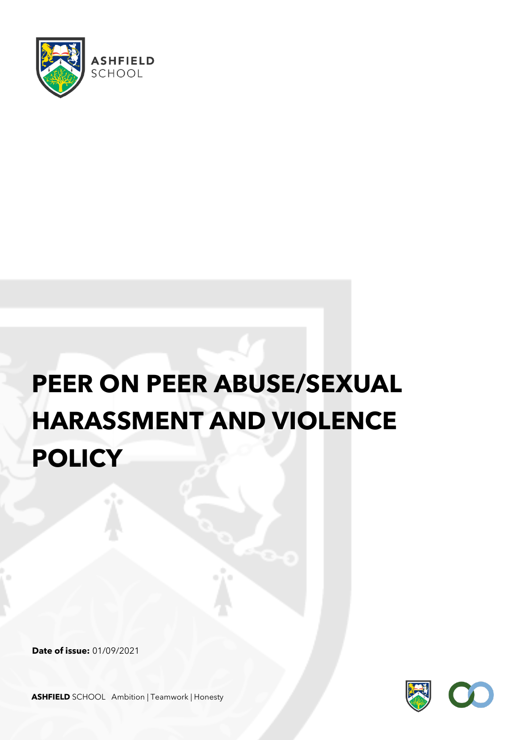ASHFIELD SCHOOL

# PEER ON PEER ABUSE/SEXUAL HARASSMENT AND VIOLENCE POLICY

**Date of issue:** 01/09/2021

**ASHFIELD** SCHOOL Ambition | Teamwork | Honesty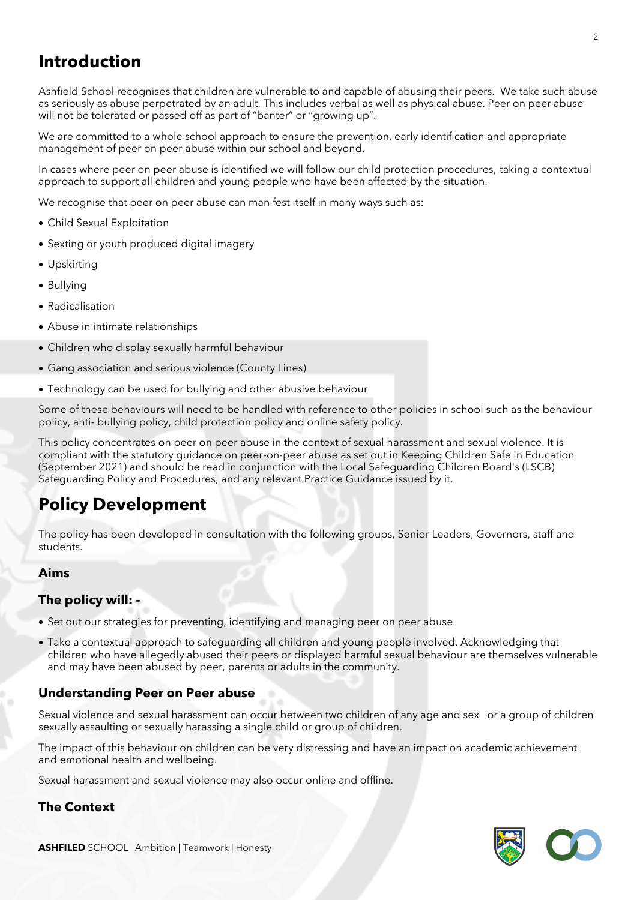## Introduction

Ashfield School recognises that children are vulnerable to and capable of abusing their peers. We take such abuse as seriously as abuse perpetrated by an adult. This includes verbal as well as physical abuse. Peer on peer abuse will not be tolerated or passed off as part of "banter" or "growing up".

We are committed to a whole school approach to ensure the prevention, early identification and appropriate management of peer on peer abuse within our school and beyond.

In cases where peer on peer abuse is identified we will follow our child protection procedures, taking a contextual approach to support all children and young people who have been affected by the situation.

We recognise that peer on peer abuse can manifest itself in many ways such as:

- Child Sexual Exploitation
- Sexting or youth produced digital imagery
- Upskirting
- Bullying
- Radicalisation
- Abuse in intimate relationships
- Children who display sexually harmful behaviour
- Gang association and serious violence (County Lines)
- Technology can be used for bullying and other abusive behaviour

Some of these behaviours will need to be handled with reference to other policies in school such as the behaviour policy, anti- bullying policy, child protection policy and online safety policy.

This policy concentrates on peer on peer abuse in the context of sexual harassment and sexual violence. It is compliant with the statutory guidance on peer-on-peer abuse as set out in Keeping Children Safe in Education (September 2021) and should be read in conjunction with the Local Safeguarding Children Board's (LSCB) Safeguarding Policy and Procedures, and any relevant Practice Guidance issued by it.

## Policy Development

The policy has been developed in consultation with the following groups, Senior Leaders, Governors, staff and students.

### Aims

### The policy will: -

- Set out our strategies for preventing, identifying and managing peer on peer abuse
- Take a contextual approach to safeguarding all children and young people involved. Acknowledging that children who have allegedly abused their peers or displayed harmful sexual behaviour are themselves vulnerable and may have been abused by peer, parents or adults in the community.

### Understanding Peer on Peer abuse

Sexual violence and sexual harassment can occur between two children of any age and sex or a group of children sexually assaulting or sexually harassing a single child or group of children.

The impact of this behaviour on children can be very distressing and have an impact on academic achievement and emotional health and wellbeing.

Sexual harassment and sexual violence may also occur online and offline.

### The Context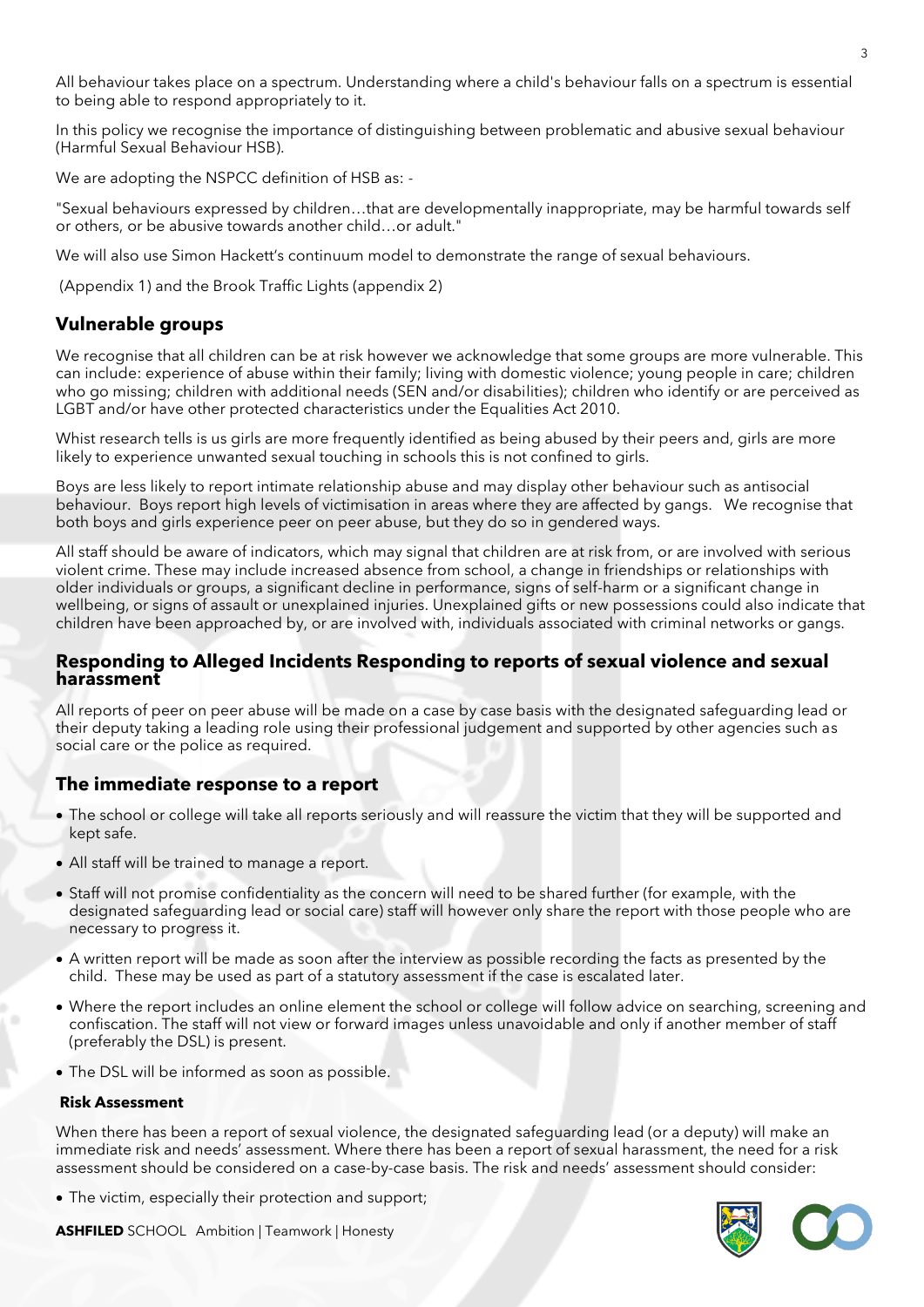All behaviour takes place on a spectrum. Understanding where a child's behaviour falls on a spectrum is essential to being able to respond appropriately to it.

In this policy we recognise the importance of distinguishing between problematic and abusive sexual behaviour (Harmful Sexual Behaviour HSB).

We are adopting the NSPCC definition of HSB as: -

"Sexual behaviours expressed by children…that are developmentally inappropriate, may be harmful towards self or others, or be abusive towards another child…or adult."

We will also use Simon Hackett's continuum model to demonstrate the range of sexual behaviours.

(Appendix 1) and the Brook Traffic Lights (appendix 2)

## Vulnerable groups

We recognise that all children can be at risk however we acknowledge that some groups are more vulnerable. This can include: experience of abuse within their family; living with domestic violence; young people in care; children who go missing; children with additional needs (SEN and/or disabilities); children who identify or are perceived as LGBT and/or have other protected characteristics under the Equalities Act 2010.

Whist research tells is us girls are more frequently identified as being abused by their peers and, girls are more likely to experience unwanted sexual touching in schools this is not confined to girls.

Boys are less likely to report intimate relationship abuse and may display other behaviour such as antisocial behaviour. Boys report high levels of victimisation in areas where they are affected by gangs. We recognise that both boys and girls experience peer on peer abuse, but they do so in gendered ways.

All staff should be aware of indicators, which may signal that children are at risk from, or are involved with serious violent crime. These may include increased absence from school, a change in friendships or relationships with older individuals or groups, a significant decline in performance, signs of self-harm or a significant change in wellbeing, or signs of assault or unexplained injuries. Unexplained gifts or new possessions could also indicate that children have been approached by, or are involved with, individuals associated with criminal networks or gangs.

## Responding to Alleged Incidents Responding to reports of sexual violence and sexual harassment

All reports of peer on peer abuse will be made on a case by case basis with the designated safeguarding lead or their deputy taking a leading role using their professional judgement and supported by other agencies such as social care or the police as required.

## The immediate response to a report

- The school or college will take all reports seriously and will reassure the victim that they will be supported and kept safe.
- All staff will be trained to manage a report.
- Staff will not promise confidentiality as the concern will need to be shared further (for example, with the designated safeguarding lead or social care) staff will however only share the report with those people who are necessary to progress it.
- A written report will be made as soon after the interview as possible recording the facts as presented by the child. These may be used as part of a statutory assessment if the case is escalated later.
- Where the report includes an online element the school or college will follow advice on searching, screening and confiscation. The staff will not view or forward images unless unavoidable and only if another member of staff (preferably the DSL) is present.
- The DSL will be informed as soon as possible.

**Risk Assessment**

When there has been a report of sexual violence, the designated safeguarding lead (or a deputy) will make an immediate risk and needs' assessment. Where there has been a report of sexual harassment, the need for a risk assessment should be considered on a case-by-case basis. The risk and needs' assessment should consider:

- The victim, especially their protection and support;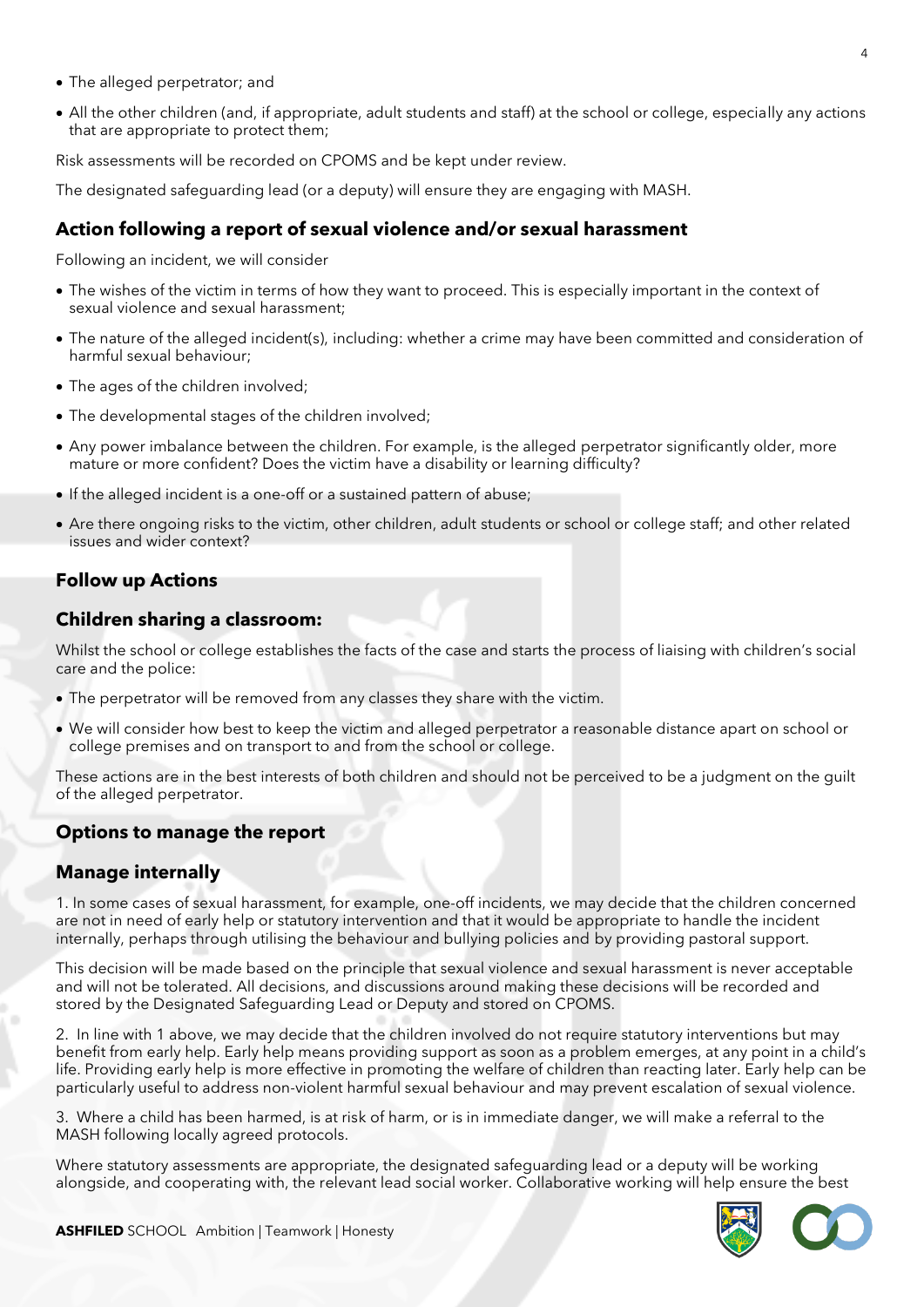- The alleged perpetrator; and
- All the other children (and, if appropriate, adult students and staff) at the school or college, especially any actions that are appropriate to protect them;

Risk assessments will be recorded on CPOMS and be kept under review.

The designated safeguarding lead (or a deputy) will ensure they are engaging with MASH.

## Action following a report of sexual violence and/or sexual harassment

Following an incident, we will consider

- The wishes of the victim in terms of how they want to proceed. This is especially important in the context of sexual violence and sexual harassment;
- The nature of the alleged incident(s), including: whether a crime may have been committed and consideration of harmful sexual behaviour;
- The ages of the children involved;
- The developmental stages of the children involved;
- Any power imbalance between the children. For example, is the alleged perpetrator significantly older, more mature or more confident? Does the victim have a disability or learning difficulty?
- If the alleged incident is a one-off or a sustained pattern of abuse;
- Are there ongoing risks to the victim, other children, adult students or school or college staff; and other related issues and wider context?

## Follow up Actions

## Children sharing a classroom:

Whilst the school or college establishes the facts of the case and starts the process of liaising with children's social care and the police:

- The perpetrator will be removed from any classes they share with the victim.
- We will consider how best to keep the victim and alleged perpetrator a reasonable distance apart on school or college premises and on transport to and from the school or college.

These actions are in the best interests of both children and should not be perceived to be a judgment on the guilt of the alleged perpetrator.

## Options to manage the report

## Manage internally

1. In some cases of sexual harassment, for example, one-off incidents, we may decide that the children concerned are not in need of early help or statutory intervention and that it would be appropriate to handle the incident internally, perhaps through utilising the behaviour and bullying policies and by providing pastoral support.

This decision will be made based on the principle that sexual violence and sexual harassment is never acceptable and will not be tolerated. All decisions, and discussions around making these decisions will be recorded and stored by the Designated Safeguarding Lead or Deputy and stored on CPOMS.

2. In line with 1 above, we may decide that the children involved do not require statutory interventions but may benefit from early help. Early help means providing support as soon as a problem emerges, at any point in a child's life. Providing early help is more effective in promoting the welfare of children than reacting later. Early help can be particularly useful to address non-violent harmful sexual behaviour and may prevent escalation of sexual violence.

3. Where a child has been harmed, is at risk of harm, or is in immediate danger, we will make a referral to the MASH following locally agreed protocols.

Where statutory assessments are appropriate, the designated safeguarding lead or a deputy will be working alongside, and cooperating with, the relevant lead social worker. Collaborative working will help ensure the best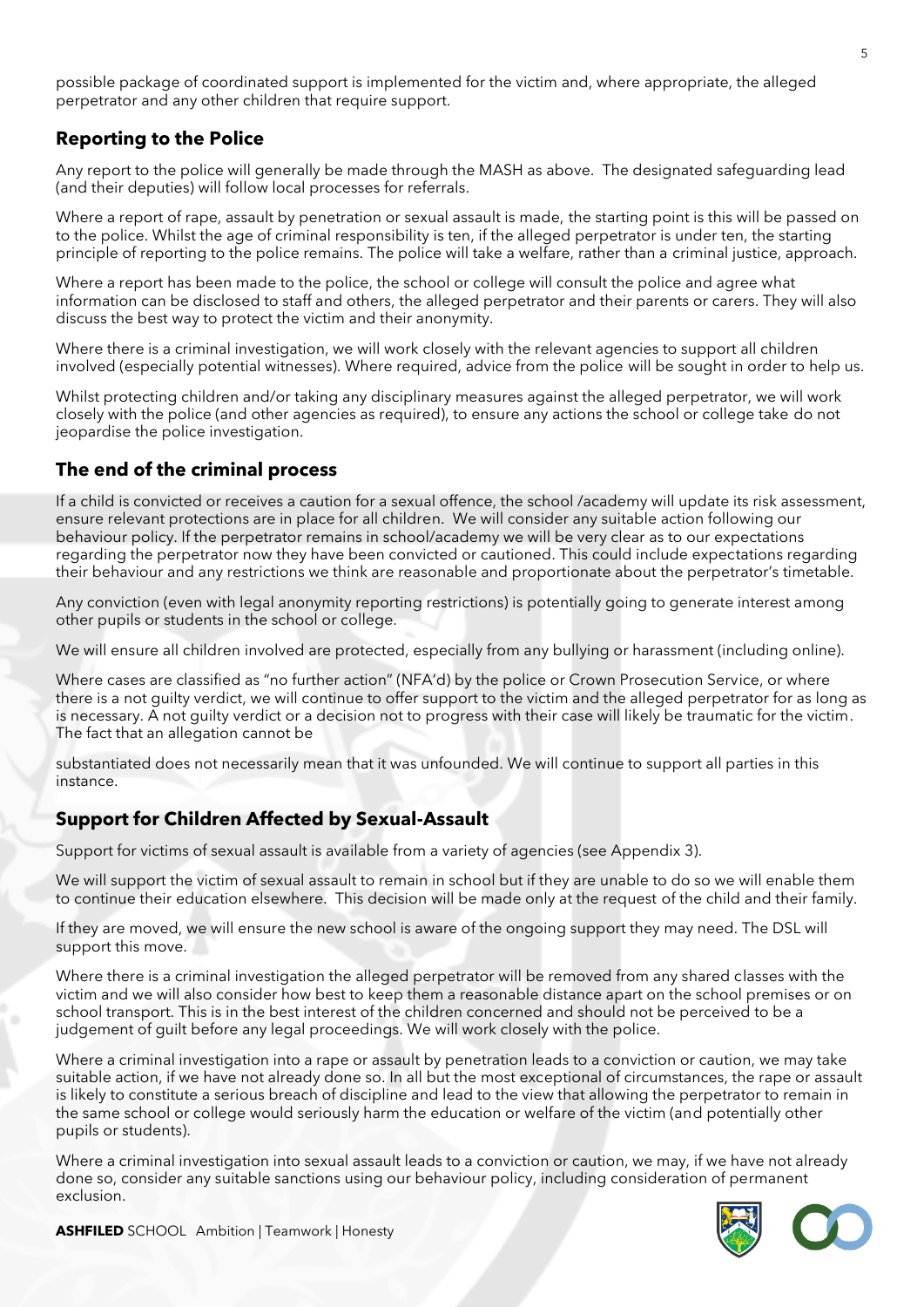possible package of coordinated support is implemented for the victim and, where appropriate, the alleged perpetrator and any other children that require support.

## Reporting to the Police

Any report to the police will generally be made through the MASH as above. The designated safeguarding lead (and their deputies) will follow local processes for referrals.

Where a report of rape, assault by penetration or sexual assault is made, the starting point is this will be passed on to the police. Whilst the age of criminal responsibility is ten, if the alleged perpetrator is under ten, the starting principle of reporting to the police remains. The police will take a welfare, rather than a criminal justice, approach.

Where a report has been made to the police, the school or college will consult the police and agree what information can be disclosed to staff and others, the alleged perpetrator and their parents or carers. They will also discuss the best way to protect the victim and their anonymity.

Where there is a criminal investigation, we will work closely with the relevant agencies to support all children involved (especially potential witnesses). Where required, advice from the police will be sought in order to help us.

Whilst protecting children and/or taking any disciplinary measures against the alleged perpetrator, we will work closely with the police (and other agencies as required), to ensure any actions the school or college take do not jeopardise the police investigation.

## The end of the criminal process

If a child is convicted or receives a caution for a sexual offence, the school /academy will update its risk assessment, ensure relevant protections are in place for all children. We will consider any suitable action following our behaviour policy. If the perpetrator remains in school/academy we will be very clear as to our expectations regarding the perpetrator now they have been convicted or cautioned. This could include expectations regarding their behaviour and any restrictions we think are reasonable and proportionate about the perpetrator's timetable.

Any conviction (even with legal anonymity reporting restrictions) is potentially going to generate interest among other pupils or students in the school or college.

We will ensure all children involved are protected, especially from any bullying or harassment (including online).

Where cases are classified as "no further action" (NFA'd) by the police or Crown Prosecution Service, or where there is a not guilty verdict, we will continue to offer support to the victim and the alleged perpetrator for as long as is necessary. A not guilty verdict or a decision not to progress with their case will likely be traumatic for the victim. The fact that an allegation cannot be

substantiated does not necessarily mean that it was unfounded. We will continue to support all parties in this instance.

## Support for Children Affected by Sexual-Assault

Support for victims of sexual assault is available from a variety of agencies (see Appendix 3).

We will support the victim of sexual assault to remain in school but if they are unable to do so we will enable them to continue their education elsewhere. This decision will be made only at the request of the child and their family.

If they are moved, we will ensure the new school is aware of the ongoing support they may need. The DSL will support this move.

Where there is a criminal investigation the alleged perpetrator will be removed from any shared classes with the victim and we will also consider how best to keep them a reasonable distance apart on the school premises or on school transport. This is in the best interest of the children concerned and should not be perceived to be a judgement of guilt before any legal proceedings. We will work closely with the police.

Where a criminal investigation into a rape or assault by penetration leads to a conviction or caution, we may take suitable action, if we have not already done so. In all but the most exceptional of circumstances, the rape or assault is likely to constitute a serious breach of discipline and lead to the view that allowing the perpetrator to remain in the same school or college would seriously harm the education or welfare of the victim (and potentially other pupils or students).

Where a criminal investigation into sexual assault leads to a conviction or caution, we may, if we have not already done so, consider any suitable sanctions using our behaviour policy, including consideration of permanent exclusion.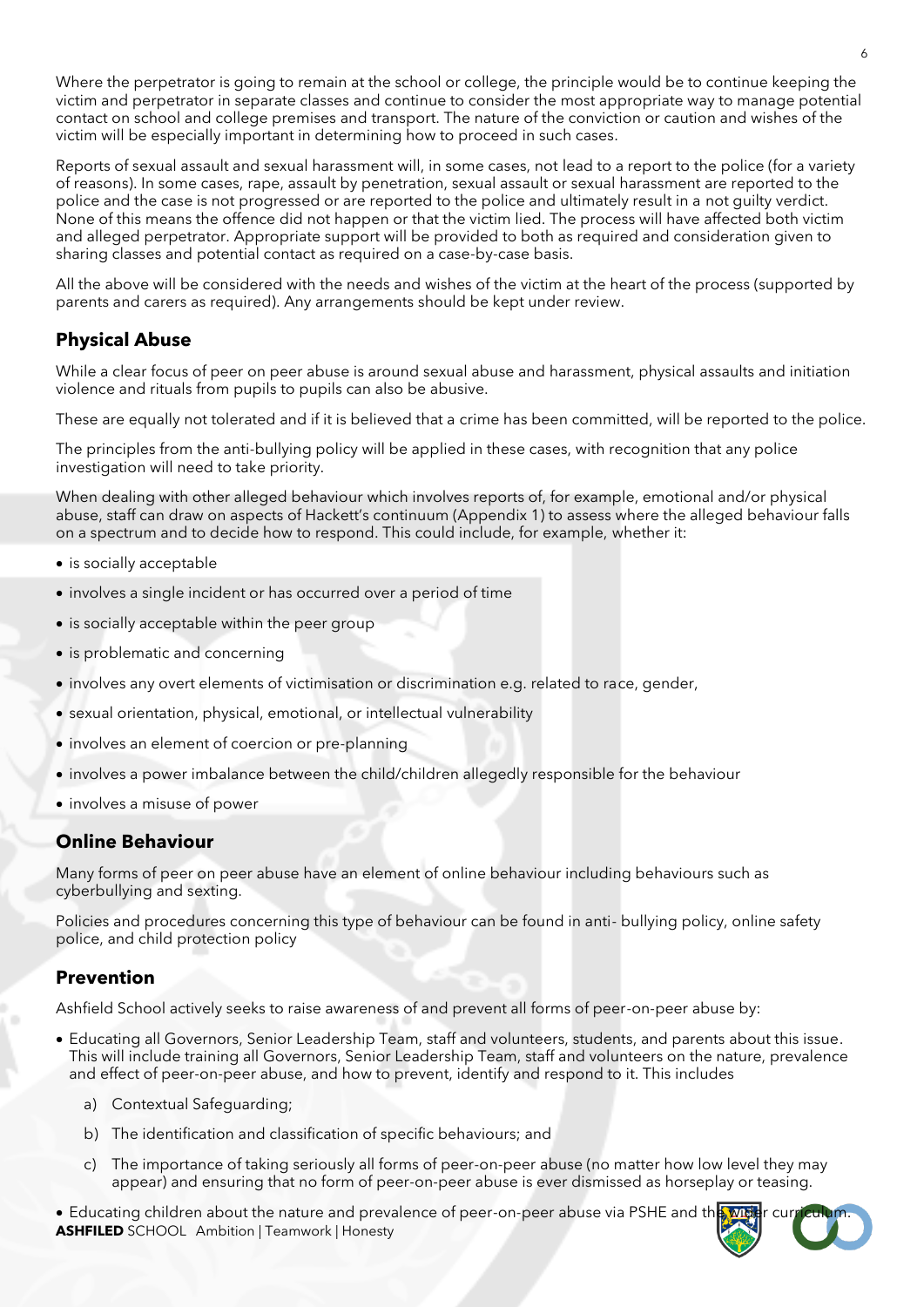Where the perpetrator is going to remain at the school or college, the principle would be to continue keeping the victim and perpetrator in separate classes and continue to consider the most appropriate way to manage potential contact on school and college premises and transport. The nature of the conviction or caution and wishes of the victim will be especially important in determining how to proceed in such cases.

Reports of sexual assault and sexual harassment will, in some cases, not lead to a report to the police (for a variety of reasons). In some cases, rape, assault by penetration, sexual assault or sexual harassment are reported to the police and the case is not progressed or are reported to the police and ultimately result in a not guilty verdict. None of this means the offence did not happen or that the victim lied. The process will have affected both victim and alleged perpetrator. Appropriate support will be provided to both as required and consideration given to sharing classes and potential contact as required on a case-by-case basis.

All the above will be considered with the needs and wishes of the victim at the heart of the process (supported by parents and carers as required). Any arrangements should be kept under review.

## Physical Abuse

While a clear focus of peer on peer abuse is around sexual abuse and harassment, physical assaults and initiation violence and rituals from pupils to pupils can also be abusive.

These are equally not tolerated and if it is believed that a crime has been committed, will be reported to the police.

The principles from the anti-bullying policy will be applied in these cases, with recognition that any police investigation will need to take priority.

When dealing with other alleged behaviour which involves reports of, for example, emotional and/or physical abuse, staff can draw on aspects of Hackett's continuum (Appendix 1) to assess where the alleged behaviour falls on a spectrum and to decide how to respond. This could include, for example, whether it:

- is socially acceptable
- involves a single incident or has occurred over a period of time
- is socially acceptable within the peer group
- is problematic and concerning
- involves any overt elements of victimisation or discrimination e.g. related to race, gender,
- sexual orientation, physical, emotional, or intellectual vulnerability
- involves an element of coercion or pre-planning
- involves a power imbalance between the child/children allegedly responsible for the behaviour
- involves a misuse of power

## Online Behaviour

Many forms of peer on peer abuse have an element of online behaviour including behaviours such as cyberbullying and sexting.

Policies and procedures concerning this type of behaviour can be found in anti- bullying policy, online safety police, and child protection policy

## Prevention

Ashfield School actively seeks to raise awareness of and prevent all forms of peer-on-peer abuse by:

- Educating all Governors, Senior Leadership Team, staff and volunteers, students, and parents about this issue. This will include training all Governors, Senior Leadership Team, staff and volunteers on the nature, prevalence and effect of peer-on-peer abuse, and how to prevent, identify and respond to it. This includes
    a) Contextual Safeguarding;
    b) The identification and classification of specific behaviours; and
    c) The importance of taking seriously all forms of peer-on-peer abuse (no matter how low level they may appear) and ensuring that no form of peer-on-peer abuse is ever dismissed as horseplay or teasing.
- Educating children about the nature and prevalence of peer-on-peer abuse via PSHE and the wider curriculum.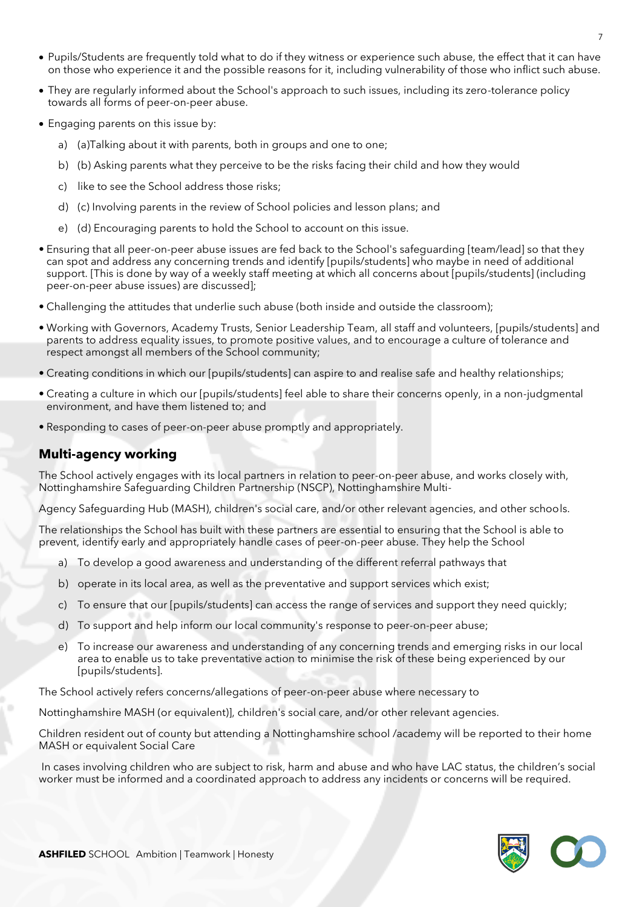- Pupils/Students are frequently told what to do if they witness or experience such abuse, the effect that it can have on those who experience it and the possible reasons for it, including vulnerability of those who inflict such abuse.
- They are regularly informed about the School's approach to such issues, including its zero-tolerance policy towards all forms of peer-on-peer abuse.
- Engaging parents on this issue by:
    a) (a)Talking about it with parents, both in groups and one to one;
    b) (b) Asking parents what they perceive to be the risks facing their child and how they would
    c) like to see the School address those risks;
    d) (c) Involving parents in the review of School policies and lesson plans; and
    e) (d) Encouraging parents to hold the School to account on this issue.

- Ensuring that all peer-on-peer abuse issues are fed back to the School's safeguarding [team/lead] so that they can spot and address any concerning trends and identify [pupils/students] who maybe in need of additional support. [This is done by way of a weekly staff meeting at which all concerns about [pupils/students] (including peer-on-peer abuse issues) are discussed];
- Challenging the attitudes that underlie such abuse (both inside and outside the classroom);
- Working with Governors, Academy Trusts, Senior Leadership Team, all staff and volunteers, [pupils/students] and parents to address equality issues, to promote positive values, and to encourage a culture of tolerance and respect amongst all members of the School community;
- Creating conditions in which our [pupils/students] can aspire to and realise safe and healthy relationships;
- Creating a culture in which our [pupils/students] feel able to share their concerns openly, in a non-judgmental environment, and have them listened to; and
- Responding to cases of peer-on-peer abuse promptly and appropriately.

## Multi-agency working

The School actively engages with its local partners in relation to peer-on-peer abuse, and works closely with, Nottinghamshire Safeguarding Children Partnership (NSCP), Nottinghamshire Multi-

Agency Safeguarding Hub (MASH), children's social care, and/or other relevant agencies, and other schools.

The relationships the School has built with these partners are essential to ensuring that the School is able to prevent, identify early and appropriately handle cases of peer-on-peer abuse. They help the School

a) To develop a good awareness and understanding of the different referral pathways that
b) operate in its local area, as well as the preventative and support services which exist;
c) To ensure that our [pupils/students] can access the range of services and support they need quickly;
d) To support and help inform our local community's response to peer-on-peer abuse;
e) To increase our awareness and understanding of any concerning trends and emerging risks in our local area to enable us to take preventative action to minimise the risk of these being experienced by our [pupils/students].

The School actively refers concerns/allegations of peer-on-peer abuse where necessary to

Nottinghamshire MASH (or equivalent)], children's social care, and/or other relevant agencies.

Children resident out of county but attending a Nottinghamshire school /academy will be reported to their home MASH or equivalent Social Care

In cases involving children who are subject to risk, harm and abuse and who have LAC status, the children's social worker must be informed and a coordinated approach to address any incidents or concerns will be required.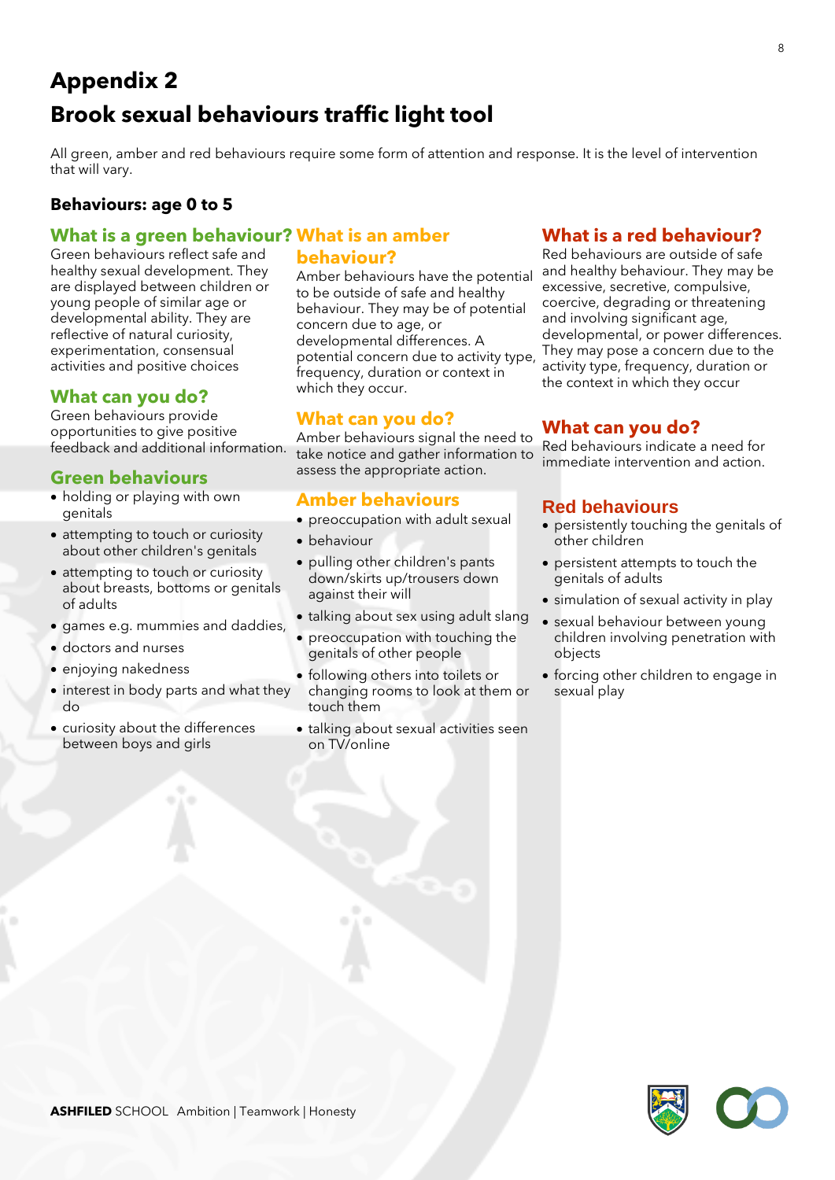# Appendix 2

# Brook sexual behaviours traffic light tool

All green, amber and red behaviours require some form of attention and response. It is the level of intervention that will vary.

### Behaviours: age 0 to 5

## What is a green behaviour?

Green behaviours reflect safe and healthy sexual development. They are displayed between children or young people of similar age or developmental ability. They are reflective of natural curiosity, experimentation, consensual activities and positive choices

## What can you do?

Green behaviours provide opportunities to give positive feedback and additional information.

## Green behaviours

- holding or playing with own genitals
- attempting to touch or curiosity about other children's genitals
- attempting to touch or curiosity about breasts, bottoms or genitals of adults
- games e.g. mummies and daddies,
- doctors and nurses
- enjoying nakedness
- interest in body parts and what they do
- curiosity about the differences between boys and girls

## What is an amber behaviour?

Amber behaviours have the potential to be outside of safe and healthy behaviour. They may be of potential concern due to age, or developmental differences. A potential concern due to activity type, frequency, duration or context in which they occur.

## What can you do?

Amber behaviours signal the need to take notice and gather information to assess the appropriate action.

## Amber behaviours

- preoccupation with adult sexual
- behaviour
- pulling other children's pants down/skirts up/trousers down against their will
- talking about sex using adult slang
- preoccupation with touching the genitals of other people
- following others into toilets or changing rooms to look at them or touch them
- talking about sexual activities seen on TV/online

## What is a red behaviour?

Red behaviours are outside of safe and healthy behaviour. They may be excessive, secretive, compulsive, coercive, degrading or threatening and involving significant age, developmental, or power differences. They may pose a concern due to the activity type, frequency, duration or the context in which they occur

## What can you do?

Red behaviours indicate a need for immediate intervention and action.

## Red behaviours

- persistently touching the genitals of other children
- persistent attempts to touch the genitals of adults
- simulation of sexual activity in play
- sexual behaviour between young children involving penetration with objects
- forcing other children to engage in sexual play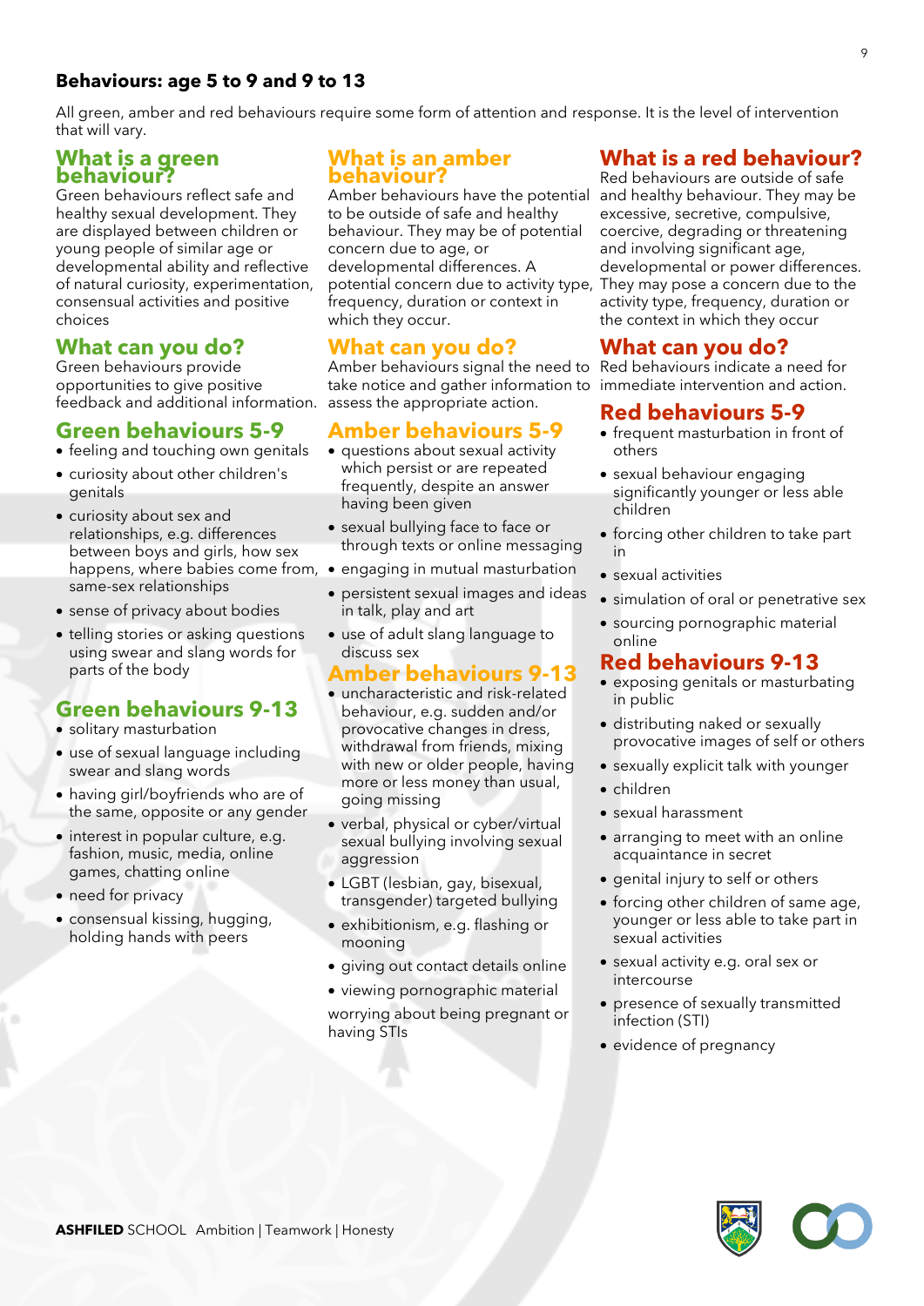## Behaviours: age 5 to 9 and 9 to 13

All green, amber and red behaviours require some form of attention and response. It is the level of intervention that will vary.

### What is a green behaviour?

Green behaviours reflect safe and healthy sexual development. They are displayed between children or young people of similar age or developmental ability and reflective of natural curiosity, experimentation, consensual activities and positive choices

### What can you do?

Green behaviours provide opportunities to give positive feedback and additional information.

### Green behaviours 5-9

- feeling and touching own genitals
- curiosity about other children's genitals
- curiosity about sex and relationships, e.g. differences between boys and girls, how sex happens, where babies come from, same-sex relationships
- sense of privacy about bodies
- telling stories or asking questions using swear and slang words for parts of the body

### Green behaviours 9-13

- solitary masturbation
- use of sexual language including swear and slang words
- having girl/boyfriends who are of the same, opposite or any gender
- interest in popular culture, e.g. fashion, music, media, online games, chatting online
- need for privacy
- consensual kissing, hugging, holding hands with peers

### What is an amber behaviour?

Amber behaviours have the potential to be outside of safe and healthy behaviour. They may be of potential concern due to age, or developmental differences. A potential concern due to activity type, frequency, duration or context in which they occur.

### What can you do?

Amber behaviours signal the need to take notice and gather information to assess the appropriate action.

### Amber behaviours 5-9

- questions about sexual activity which persist or are repeated frequently, despite an answer having been given
- sexual bullying face to face or through texts or online messaging
- engaging in mutual masturbation
- persistent sexual images and ideas in talk, play and art
- use of adult slang language to discuss sex

### Amber behaviours 9-13

- uncharacteristic and risk-related behaviour, e.g. sudden and/or provocative changes in dress, withdrawal from friends, mixing with new or older people, having more or less money than usual, going missing
- verbal, physical or cyber/virtual sexual bullying involving sexual aggression
- LGBT (lesbian, gay, bisexual, transgender) targeted bullying
- exhibitionism, e.g. flashing or mooning
- giving out contact details online
- viewing pornographic material

worrying about being pregnant or having STIs

### What is a red behaviour?

Red behaviours are outside of safe and healthy behaviour. They may be excessive, secretive, compulsive, coercive, degrading or threatening and involving significant age, developmental or power differences. They may pose a concern due to the activity type, frequency, duration or the context in which they occur

### What can you do?

Red behaviours indicate a need for immediate intervention and action.

### Red behaviours 5-9

- frequent masturbation in front of others
- sexual behaviour engaging significantly younger or less able children
- forcing other children to take part in
- sexual activities
- simulation of oral or penetrative sex
- sourcing pornographic material online

### Red behaviours 9-13

- exposing genitals or masturbating in public
- distributing naked or sexually provocative images of self or others
- sexually explicit talk with younger
- children
- sexual harassment
- arranging to meet with an online acquaintance in secret
- genital injury to self or others
- forcing other children of same age, younger or less able to take part in sexual activities
- sexual activity e.g. oral sex or intercourse
- presence of sexually transmitted infection (STI)
- evidence of pregnancy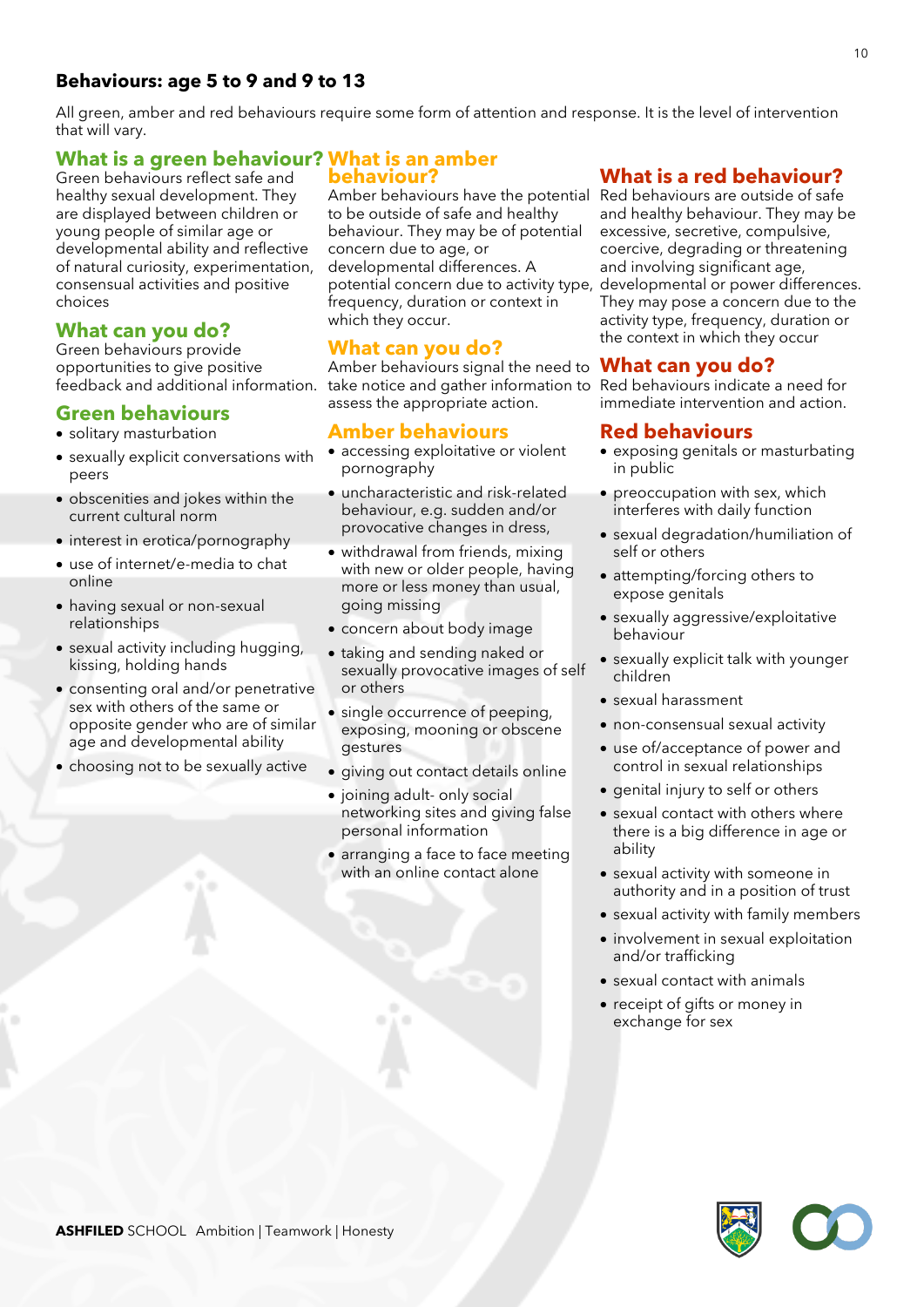## Behaviours: age 5 to 9 and 9 to 13

All green, amber and red behaviours require some form of attention and response. It is the level of intervention that will vary.

### What is a green behaviour?

Green behaviours reflect safe and healthy sexual development. They are displayed between children or young people of similar age or developmental ability and reflective of natural curiosity, experimentation, consensual activities and positive choices

### What can you do?

Green behaviours provide opportunities to give positive feedback and additional information.

### Green behaviours

- solitary masturbation
- sexually explicit conversations with peers
- obscenities and jokes within the current cultural norm
- interest in erotica/pornography
- use of internet/e-media to chat online
- having sexual or non-sexual relationships
- sexual activity including hugging, kissing, holding hands
- consenting oral and/or penetrative sex with others of the same or opposite gender who are of similar age and developmental ability
- choosing not to be sexually active

### What is an amber behaviour?

Amber behaviours have the potential to be outside of safe and healthy behaviour. They may be of potential concern due to age, or developmental differences. A potential concern due to activity type, frequency, duration or context in which they occur.

### What can you do?

Amber behaviours signal the need to take notice and gather information to assess the appropriate action.

### Amber behaviours

- accessing exploitative or violent pornography
- uncharacteristic and risk-related behaviour, e.g. sudden and/or provocative changes in dress,
- withdrawal from friends, mixing with new or older people, having more or less money than usual, going missing
- concern about body image
- taking and sending naked or sexually provocative images of self or others
- single occurrence of peeping, exposing, mooning or obscene gestures
- giving out contact details online
- joining adult- only social networking sites and giving false personal information
- arranging a face to face meeting with an online contact alone

### What is a red behaviour?

Red behaviours are outside of safe and healthy behaviour. They may be excessive, secretive, compulsive, coercive, degrading or threatening and involving significant age, developmental or power differences. They may pose a concern due to the activity type, frequency, duration or the context in which they occur

### What can you do?

Red behaviours indicate a need for immediate intervention and action.

### Red behaviours

- exposing genitals or masturbating in public
- preoccupation with sex, which interferes with daily function
- sexual degradation/humiliation of self or others
- attempting/forcing others to expose genitals
- sexually aggressive/exploitative behaviour
- sexually explicit talk with younger children
- sexual harassment
- non-consensual sexual activity
- use of/acceptance of power and control in sexual relationships
- genital injury to self or others
- sexual contact with others where there is a big difference in age or ability
- sexual activity with someone in authority and in a position of trust
- sexual activity with family members
- involvement in sexual exploitation and/or trafficking
- sexual contact with animals
- receipt of gifts or money in exchange for sex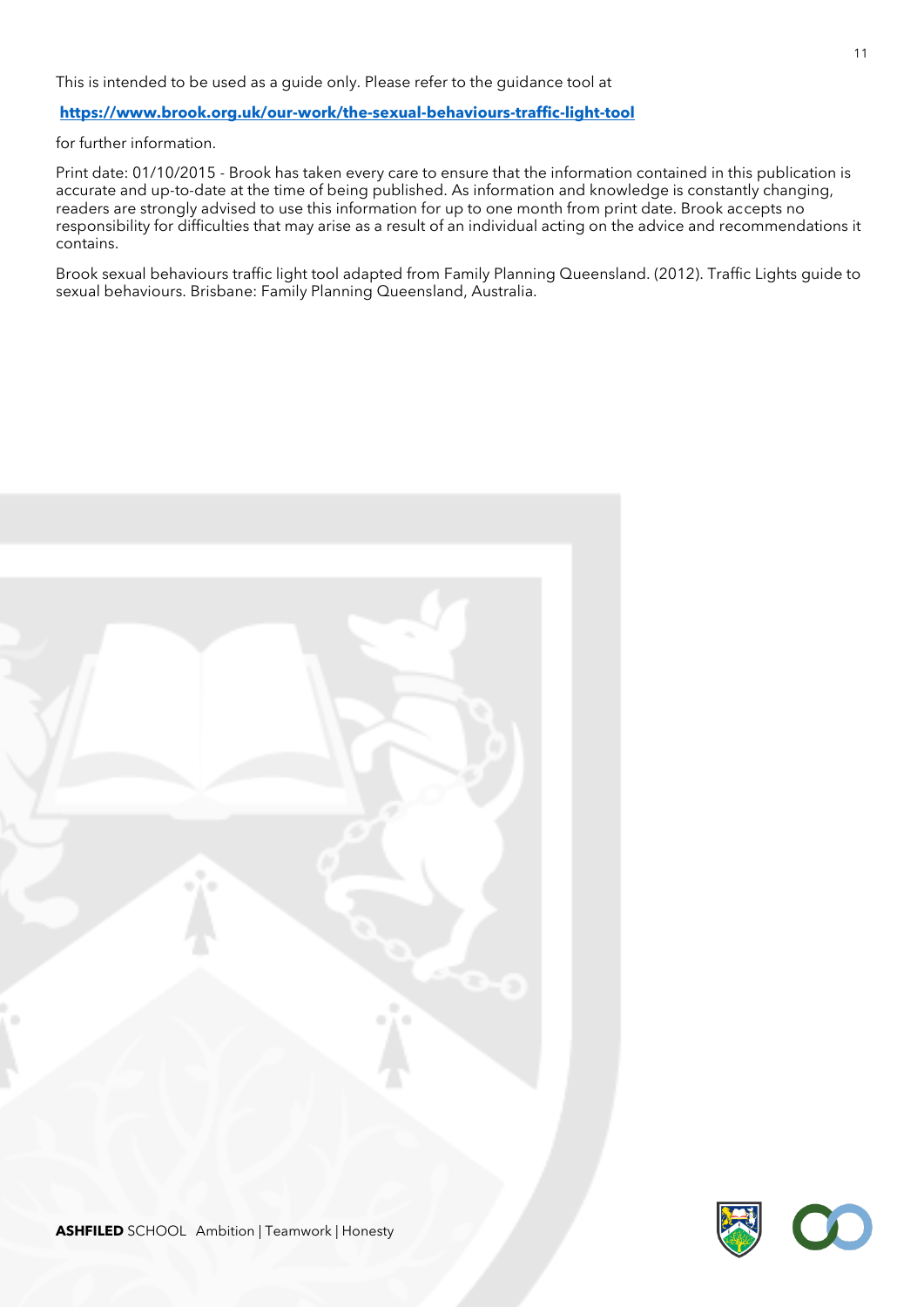This is intended to be used as a guide only. Please refer to the guidance tool at

**https://www.brook.org.uk/our-work/the-sexual-behaviours-traffic-light-tool**

for further information.

Print date: 01/10/2015 - Brook has taken every care to ensure that the information contained in this publication is accurate and up-to-date at the time of being published. As information and knowledge is constantly changing, readers are strongly advised to use this information for up to one month from print date. Brook accepts no responsibility for difficulties that may arise as a result of an individual acting on the advice and recommendations it contains.

Brook sexual behaviours traffic light tool adapted from Family Planning Queensland. (2012). Traffic Lights guide to sexual behaviours. Brisbane: Family Planning Queensland, Australia.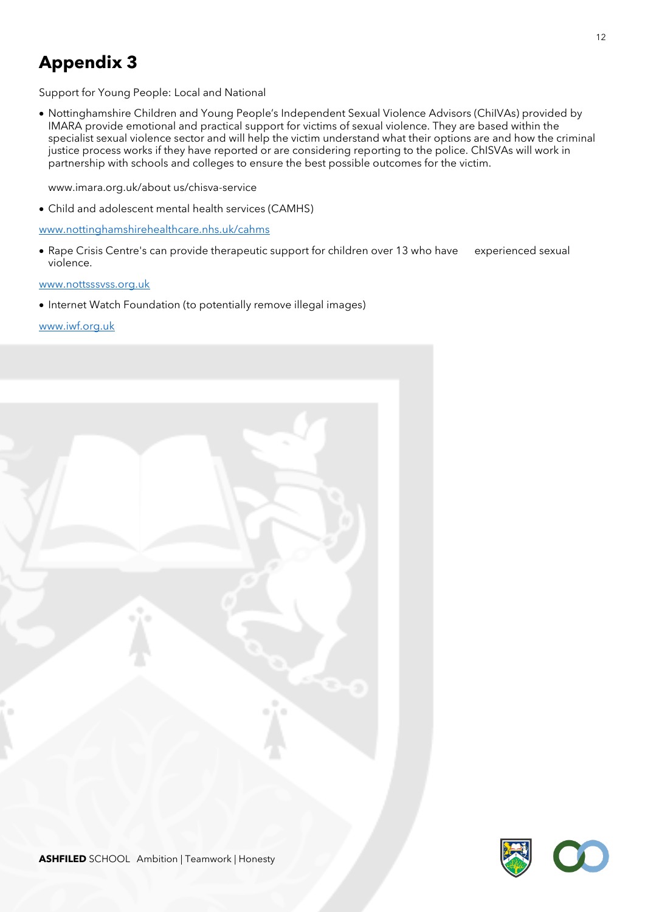# Appendix 3

Support for Young People: Local and National

- Nottinghamshire Children and Young People's Independent Sexual Violence Advisors (ChiIVAs) provided by IMARA provide emotional and practical support for victims of sexual violence. They are based within the specialist sexual violence sector and will help the victim understand what their options are and how the criminal justice process works if they have reported or are considering reporting to the police. ChISVAs will work in partnership with schools and colleges to ensure the best possible outcomes for the victim.

  www.imara.org.uk/about us/chisva-service

- Child and adolescent mental health services (CAMHS)

www.nottinghamshirehealthcare.nhs.uk/cahms

- Rape Crisis Centre's can provide therapeutic support for children over 13 who have experienced sexual violence.

www.nottsssvss.org.uk

- Internet Watch Foundation (to potentially remove illegal images)

www.iwf.org.uk